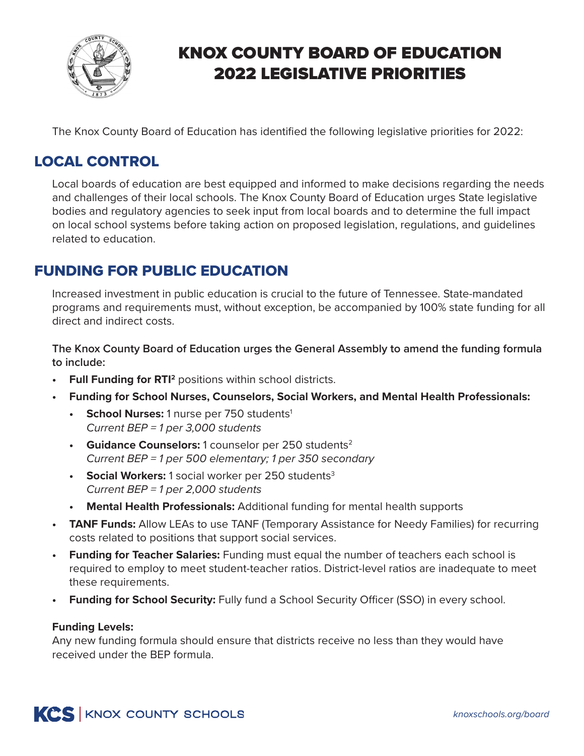# KNOX COUNTY BOARD OF EDUCATION 2022 LEGISLATIVE PRIORITIES

The Knox County Board of Education has identified the following legislative priorities for 2022:

## LOCAL CONTROL

Local boards of education are best equipped and informed to make decisions regarding the needs and challenges of their local schools. The Knox County Board of Education urges State legislative bodies and regulatory agencies to seek input from local boards and to determine the full impact on local school systems before taking action on proposed legislation, regulations, and guidelines related to education.

## FUNDING FOR PUBLIC EDUCATION

Increased investment in public education is crucial to the future of Tennessee. State-mandated programs and requirements must, without exception, be accompanied by 100% state funding for all direct and indirect costs.

**The Knox County Board of Education urges the General Assembly to amend the funding formula to include:**

- **Full Funding for RTI²** positions within school districts.
- **Funding for School Nurses, Counselors, Social Workers, and Mental Health Professionals:**
  - **School Nurses:** 1 nurse per 750 students[1]
    *Current BEP = 1 per 3,000 students*
  - **Guidance Counselors:** 1 counselor per 250 students[2]
    *Current BEP = 1 per 500 elementary; 1 per 350 secondary*
  - **Social Workers:** 1 social worker per 250 students[3]
    *Current BEP = 1 per 2,000 students*
  - **Mental Health Professionals:** Additional funding for mental health supports
- **TANF Funds:** Allow LEAs to use TANF (Temporary Assistance for Needy Families) for recurring costs related to positions that support social services.
- **Funding for Teacher Salaries:** Funding must equal the number of teachers each school is required to employ to meet student-teacher ratios. District-level ratios are inadequate to meet these requirements.
- **Funding for School Security:** Fully fund a School Security Officer (SSO) in every school.

**Funding Levels:**
Any new funding formula should ensure that districts receive no less than they would have received under the BEP formula.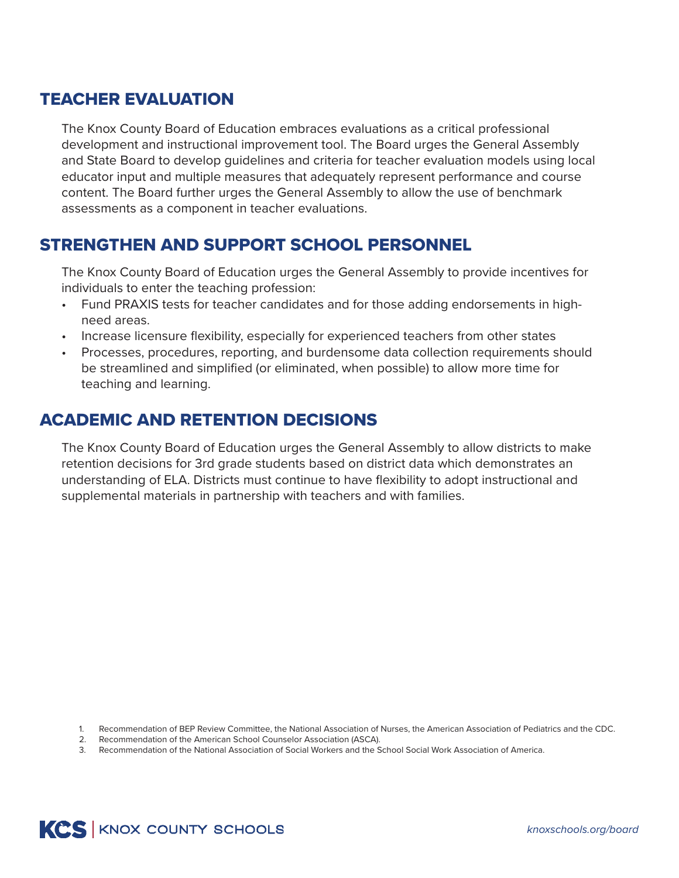## TEACHER EVALUATION

The Knox County Board of Education embraces evaluations as a critical professional development and instructional improvement tool. The Board urges the General Assembly and State Board to develop guidelines and criteria for teacher evaluation models using local educator input and multiple measures that adequately represent performance and course content. The Board further urges the General Assembly to allow the use of benchmark assessments as a component in teacher evaluations.

## STRENGTHEN AND SUPPORT SCHOOL PERSONNEL

The Knox County Board of Education urges the General Assembly to provide incentives for individuals to enter the teaching profession:

- Fund PRAXIS tests for teacher candidates and for those adding endorsements in high-need areas.
- Increase licensure flexibility, especially for experienced teachers from other states
- Processes, procedures, reporting, and burdensome data collection requirements should be streamlined and simplified (or eliminated, when possible) to allow more time for teaching and learning.

## ACADEMIC AND RETENTION DECISIONS

The Knox County Board of Education urges the General Assembly to allow districts to make retention decisions for 3rd grade students based on district data which demonstrates an understanding of ELA. Districts must continue to have flexibility to adopt instructional and supplemental materials in partnership with teachers and with families.

1. Recommendation of BEP Review Committee, the National Association of Nurses, the American Association of Pediatrics and the CDC.
2. Recommendation of the American School Counselor Association (ASCA).
3. Recommendation of the National Association of Social Workers and the School Social Work Association of America.

KCS | KNOX COUNTY SCHOOLS

*knoxschools.org/board*